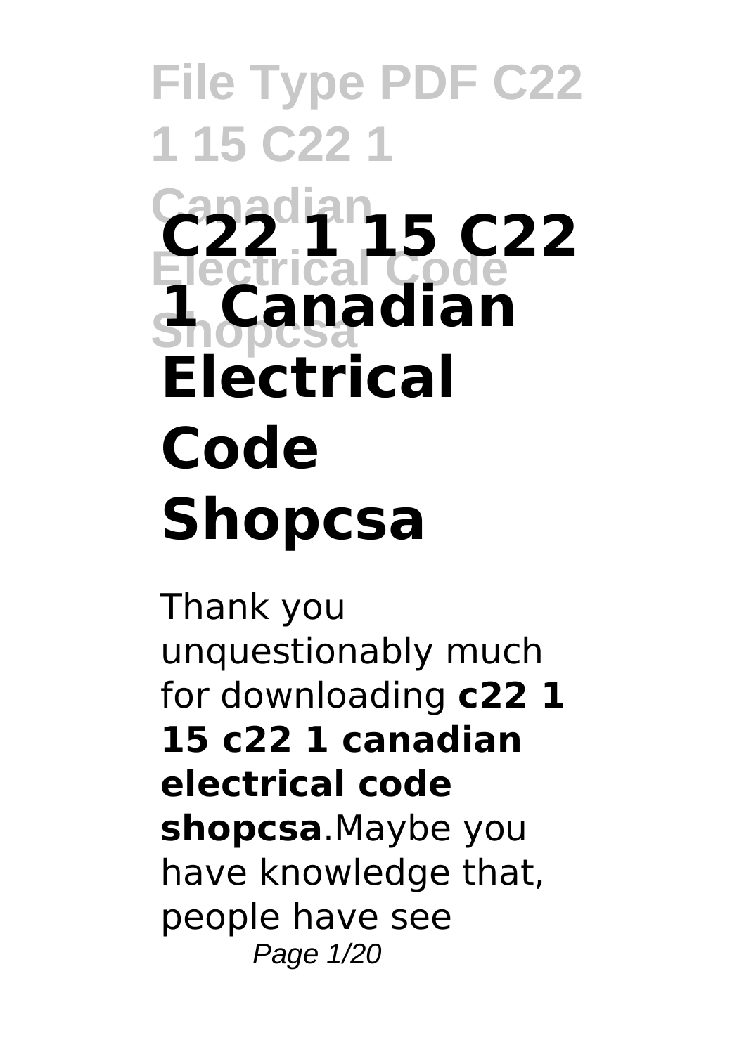# C22 1 15 C22 1 Canadian Electrical Code Shopcsa

Thank you unquestionably much for downloading **c22 1 15 c22 1 canadian electrical code shopcsa**.Maybe you have knowledge that, people have see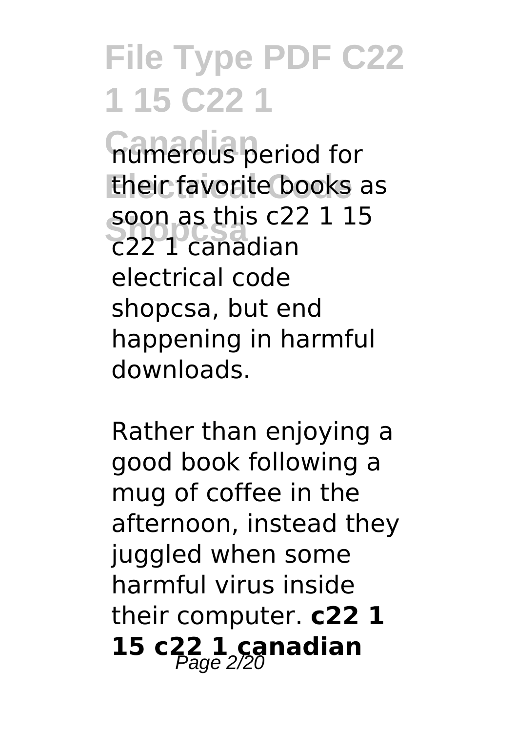numerous period for their favorite books as soon as this c22 1 15 c22 1 canadian electrical code shopcsa, but end happening in harmful downloads.

Rather than enjoying a good book following a mug of coffee in the afternoon, instead they juggled when some harmful virus inside their computer. **c22 1 15 c22 1 canadian**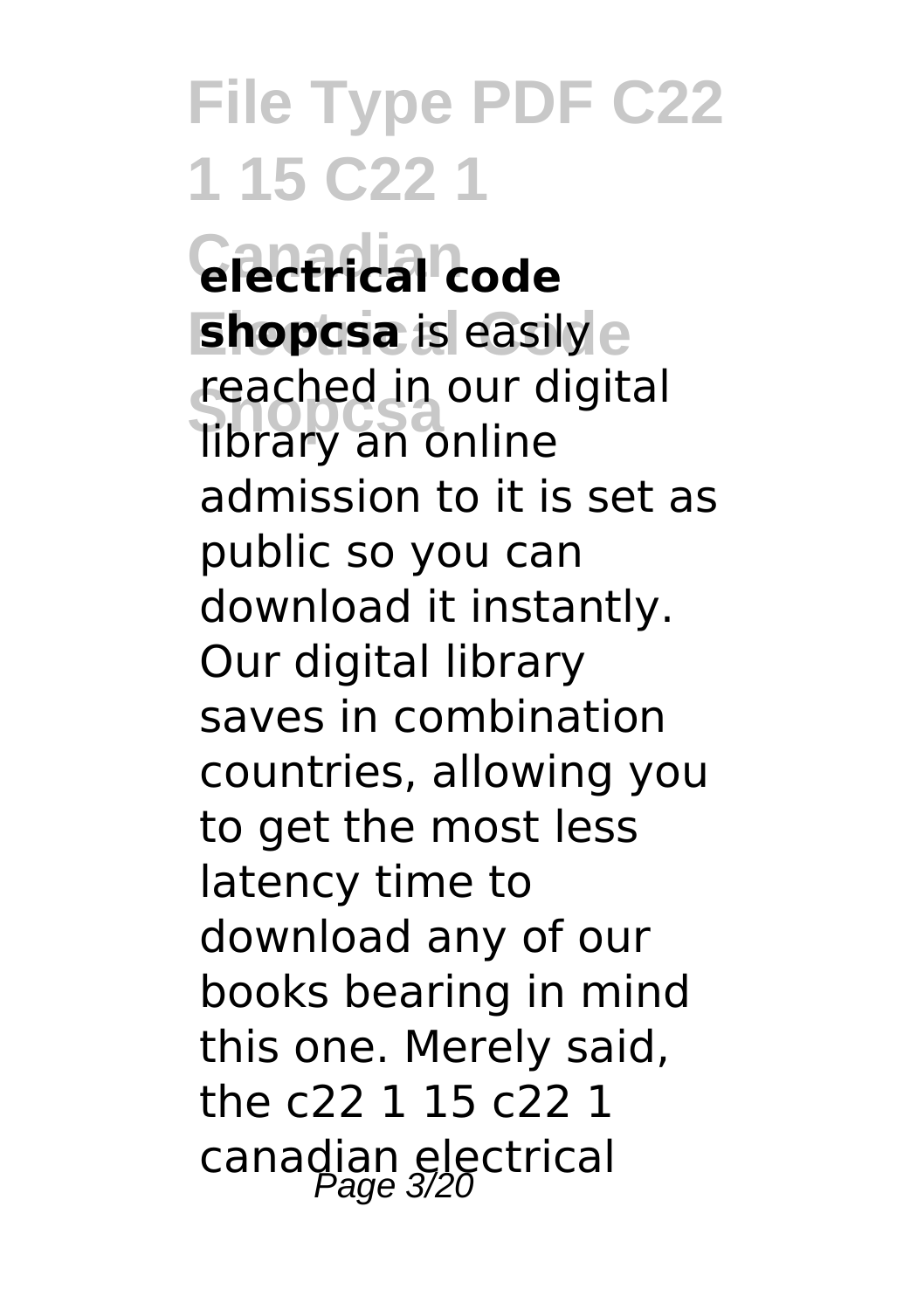**electrical code shopcsa** is easily reached in our digital library an online admission to it is set as public so you can download it instantly. Our digital library saves in combination countries, allowing you to get the most less latency time to download any of our books bearing in mind this one. Merely said, the c22 1 15 c22 1 canadian electrical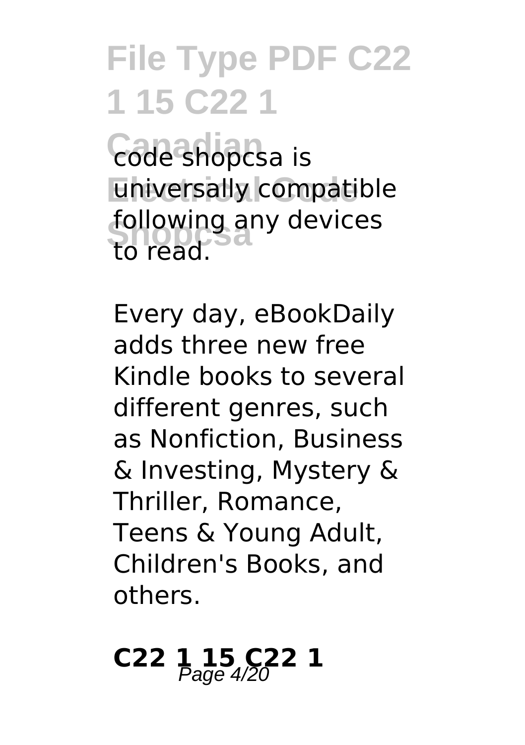code shopcsa is universally compatible following any devices to read.

Every day, eBookDaily adds three new free Kindle books to several different genres, such as Nonfiction, Business & Investing, Mystery & Thriller, Romance, Teens & Young Adult, Children's Books, and others.

## C22 1 15 C22 1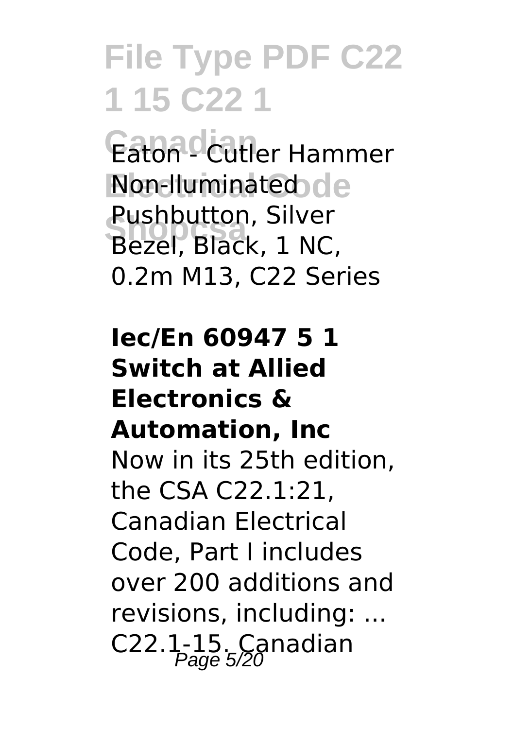Eaton - Cutler Hammer Non-Iluminated Pushbutton, Silver Bezel, Black, 1 NC, 0.2m M13, C22 Series

**Iec/En 60947 5 1 Switch at Allied Electronics & Automation, Inc**

Now in its 25th edition, the CSA C22.1:21, Canadian Electrical Code, Part I includes over 200 additions and revisions, including: ... C22.1-15. Canadian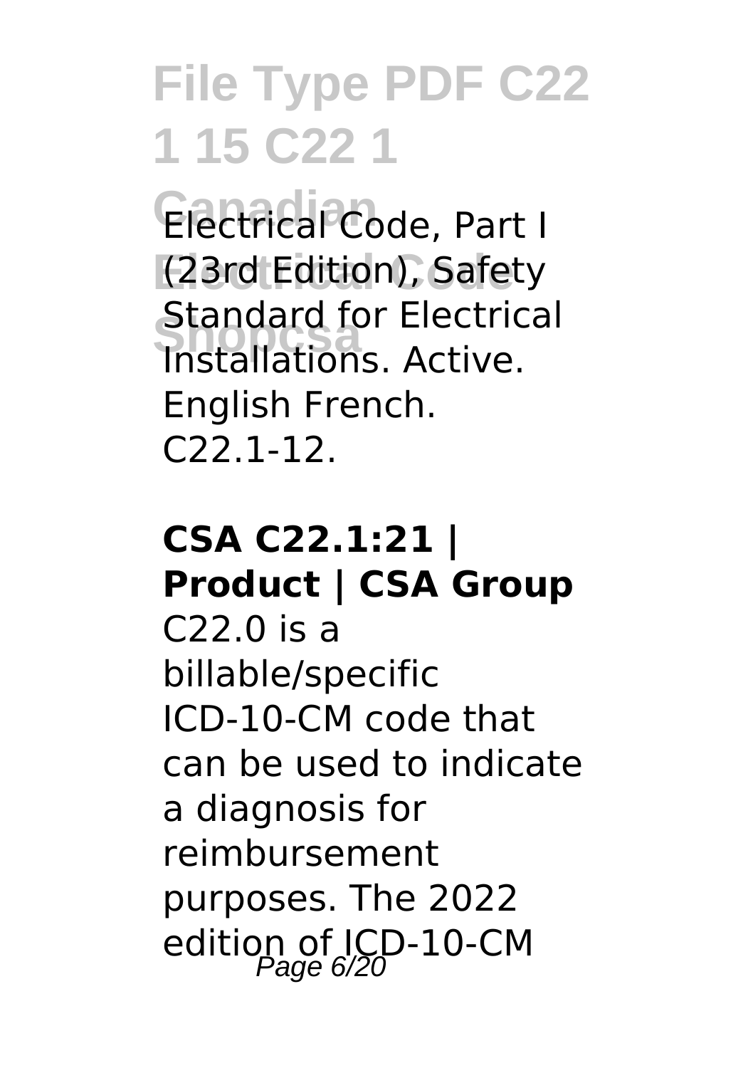Electrical Code, Part I (23rd Edition), Safety Standard for Electrical Installations. Active. English French. C22.1-12.

**CSA C22.1:21 | Product | CSA Group**

C22.0 is a billable/specific ICD-10-CM code that can be used to indicate a diagnosis for reimbursement purposes. The 2022 edition of ICD-10-CM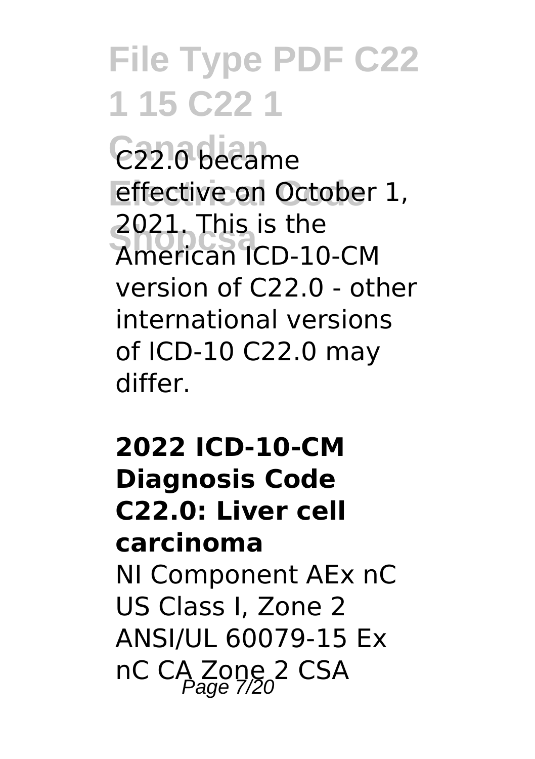C22.0 became effective on October 1, 2021. This is the American ICD-10-CM version of C22.0 - other international versions of ICD-10 C22.0 may differ.

**2022 ICD-10-CM Diagnosis Code C22.0: Liver cell carcinoma**

NI Component AEx nC US Class I, Zone 2 ANSI/UL 60079-15 Ex nC CA Zone 2 CSA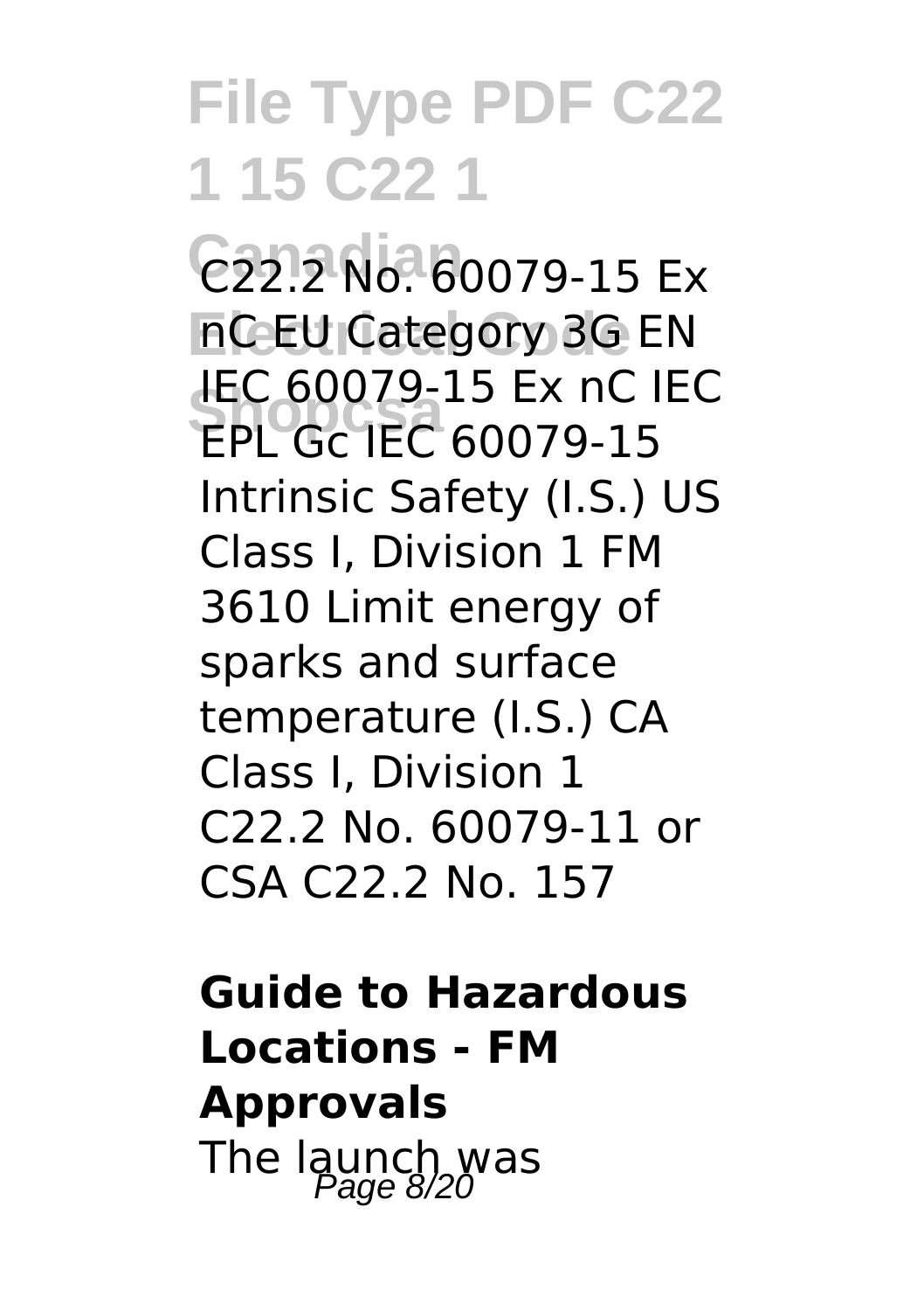C22.2 No. 60079-15 Ex nC EU Category 3G EN IEC 60079-15 Ex nC IEC EPL Gc IEC 60079-15 Intrinsic Safety (I.S.) US Class I, Division 1 FM 3610 Limit energy of sparks and surface temperature (I.S.) CA Class I, Division 1 C22.2 No. 60079-11 or CSA C22.2 No. 157

**Guide to Hazardous Locations - FM Approvals**

The launch was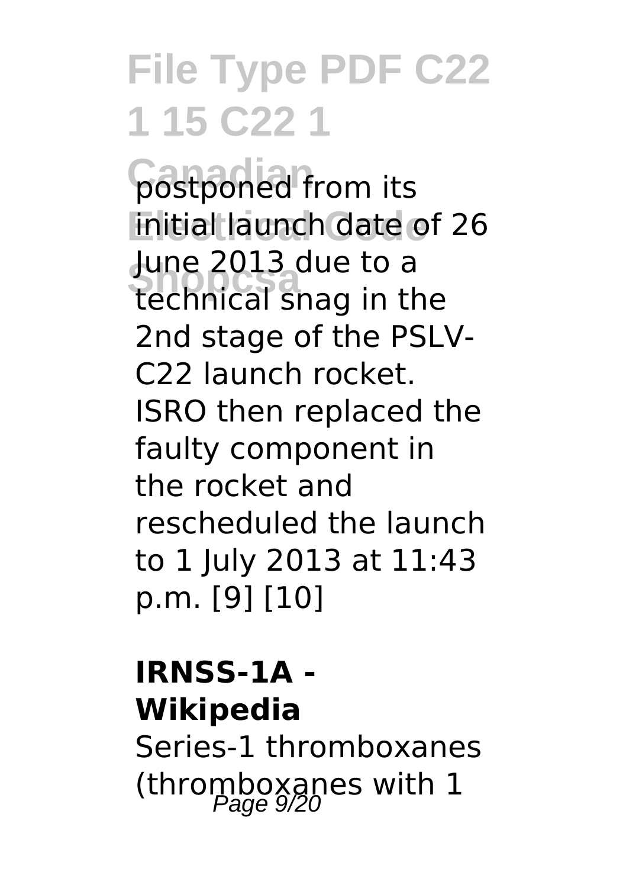postponed from its initial launch date of 26 June 2013 due to a technical snag in the 2nd stage of the PSLV-C22 launch rocket. ISRO then replaced the faulty component in the rocket and rescheduled the launch to 1 July 2013 at 11:43 p.m. [9] [10]

**IRNSS-1A - Wikipedia**

Series-1 thromboxanes (thromboxanes with 1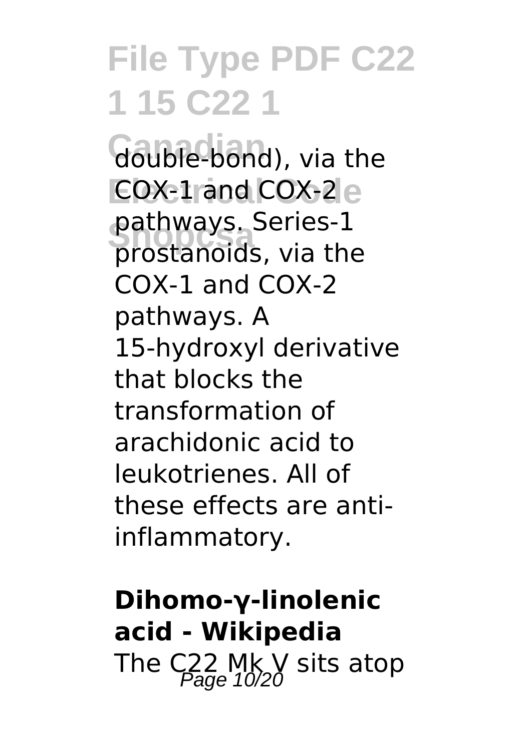double-bond), via the COX-1 and COX-2 pathways. Series-1 prostanoids, via the COX-1 and COX-2 pathways. A 15-hydroxyl derivative that blocks the transformation of arachidonic acid to leukotrienes. All of these effects are anti-inflammatory.

**Dihomo-γ-linolenic acid - Wikipedia**

The C22 Mk V sits atop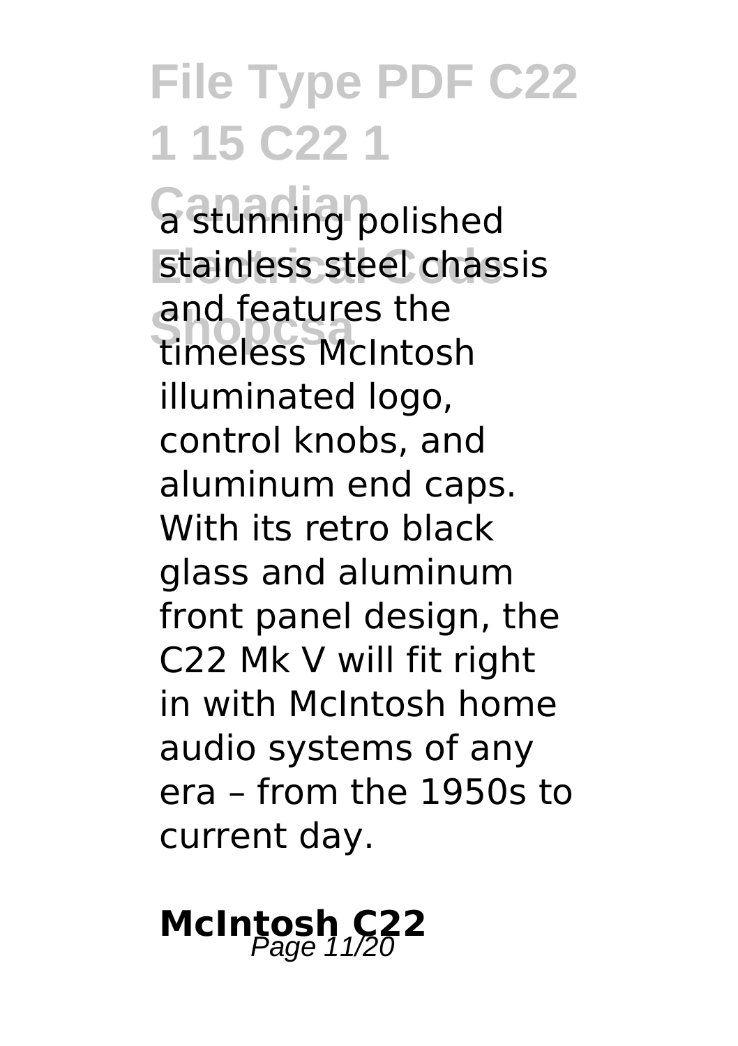a stunning polished stainless steel chassis and features the timeless McIntosh illuminated logo, control knobs, and aluminum end caps. With its retro black glass and aluminum front panel design, the C22 Mk V will fit right in with McIntosh home audio systems of any era – from the 1950s to current day.

## McIntosh C22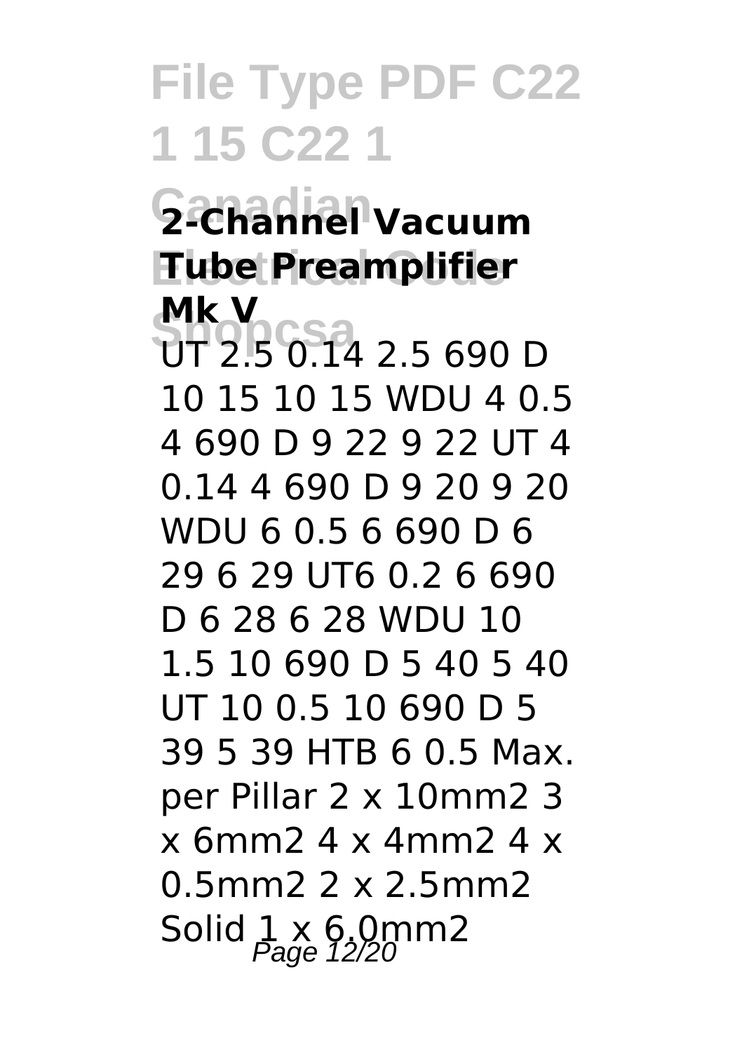## 2-Channel Vacuum Tube Preamplifier Mk V

UT 2.5 0.14 2.5 690 D 10 15 10 15 WDU 4 0.5 4 690 D 9 22 9 22 UT 4 0.14 4 690 D 9 20 9 20 WDU 6 0.5 6 690 D 6 29 6 29 UT6 0.2 6 690 D 6 28 6 28 WDU 10 1.5 10 690 D 5 40 5 40 UT 10 0.5 10 690 D 5 39 5 39 HTB 6 0.5 Max. per Pillar 2 x 10mm2 3 x 6mm2 4 x 4mm2 4 x 0.5mm2 2 x 2.5mm2 Solid 1 x 6.0mm2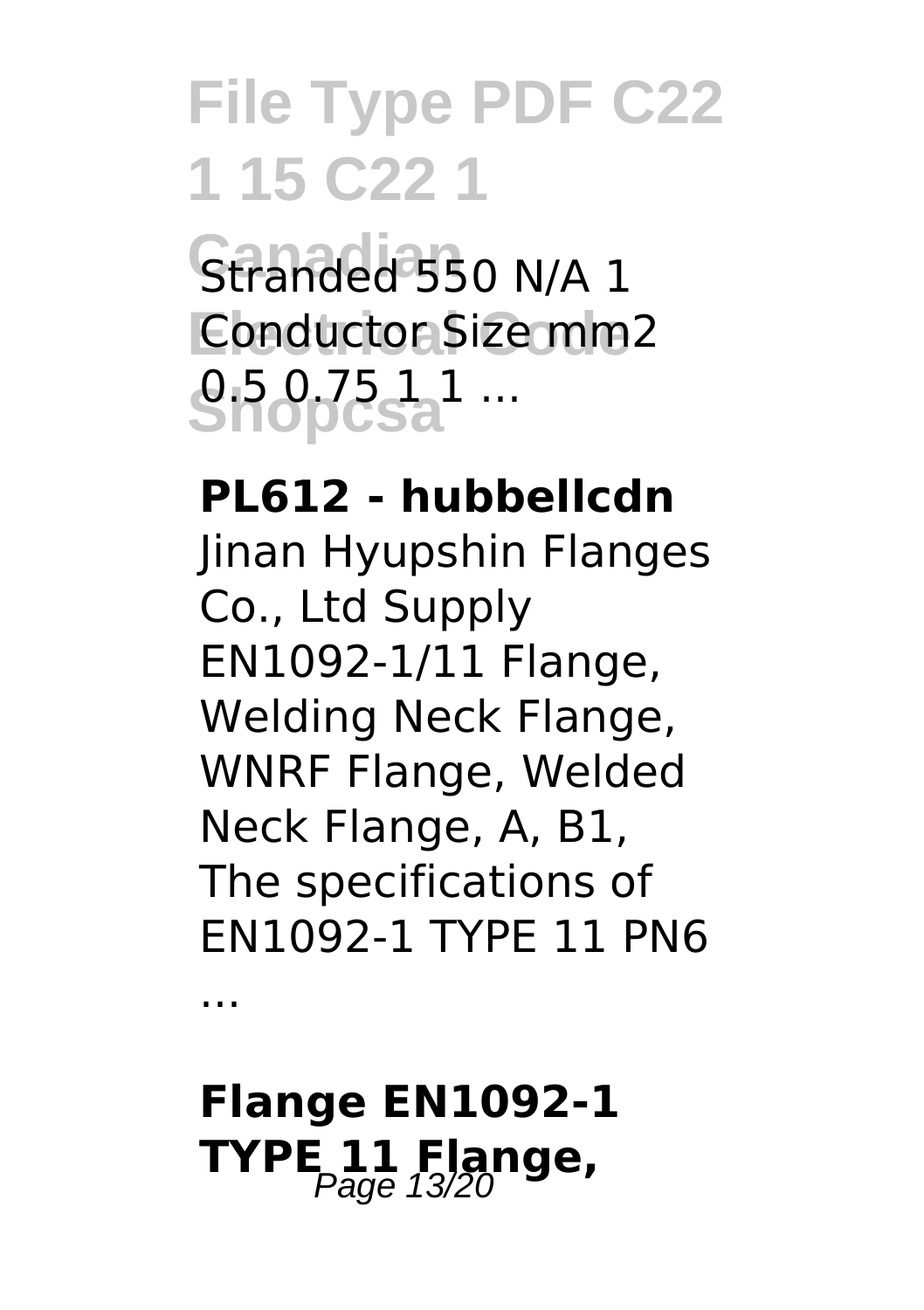Stranded 550 N/A 1 Conductor Size mm2 0.5 0.75 1 1 ...

**PL612 - hubbellcdn**

Jinan Hyupshin Flanges Co., Ltd Supply EN1092-1/11 Flange, Welding Neck Flange, WNRF Flange, Welded Neck Flange, A, B1, The specifications of EN1092-1 TYPE 11 PN6 ...

**Flange EN1092-1 TYPE 11 Flange,**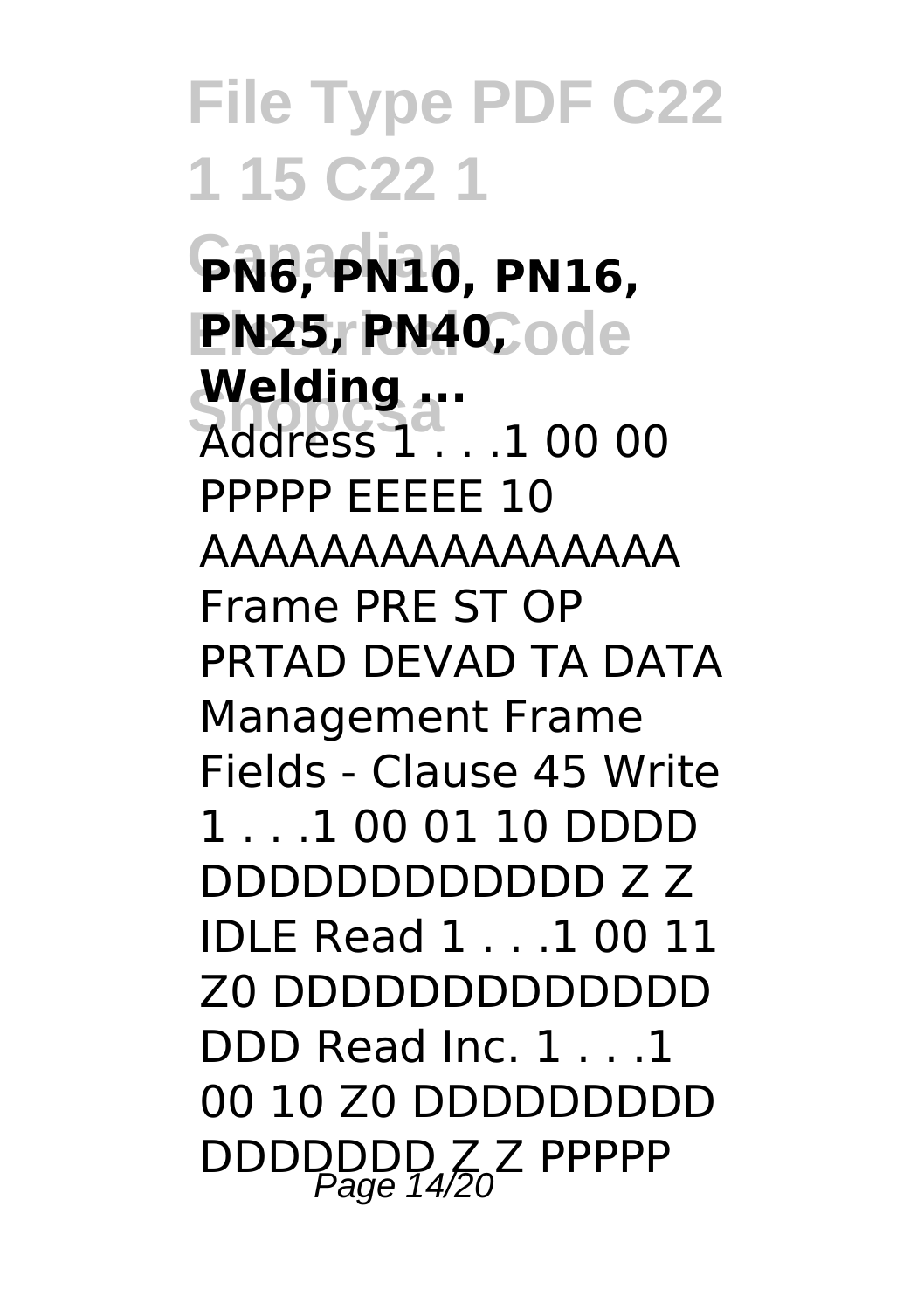**PN6, PN10, PN16, PN25, PN40, Welding ...**

Address 1 . . .1 00 00 PPPPP EEEEE 10 AAAAAAAAAAAAAAAA Frame PRE ST OP PRTAD DEVAD TA DATA Management Frame Fields - Clause 45 Write 1 . . .1 00 01 10 DDDD DDDDDDDDDDDD Z Z IDLE Read 1 . . .1 00 11 Z0 DDDDDDDDDDDDD DDD Read Inc. 1 . . .1 00 10 Z0 DDDDDDDDD DDDDDDD Z Z PPPPP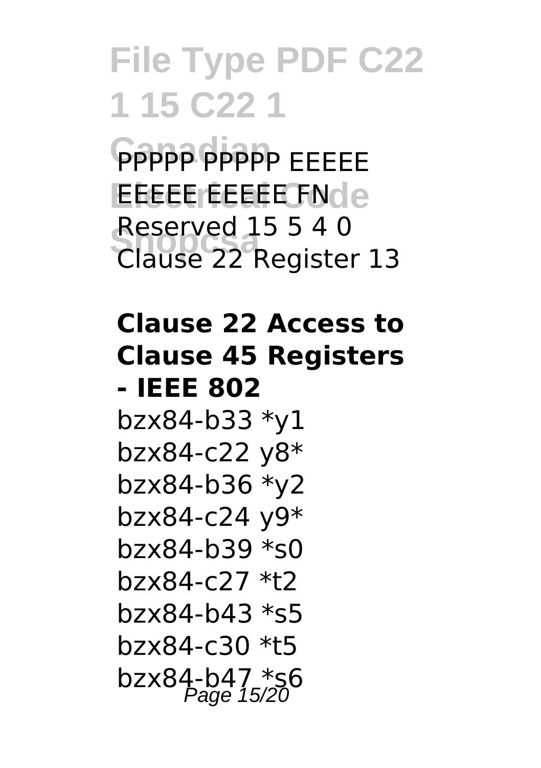PPPPP PPPPP EEEEE EEEEE EEEEE FN Reserved 15 5 4 0 Clause 22 Register 13

**Clause 22 Access to Clause 45 Registers - IEEE 802**

bzx84-b33 *y1
bzx84-c22 y8*
bzx84-b36 *y2
bzx84-c24 y9*
bzx84-b39 *s0
bzx84-c27 *t2
bzx84-b43 *s5
bzx84-c30 *t5
bzx84-b47 *s6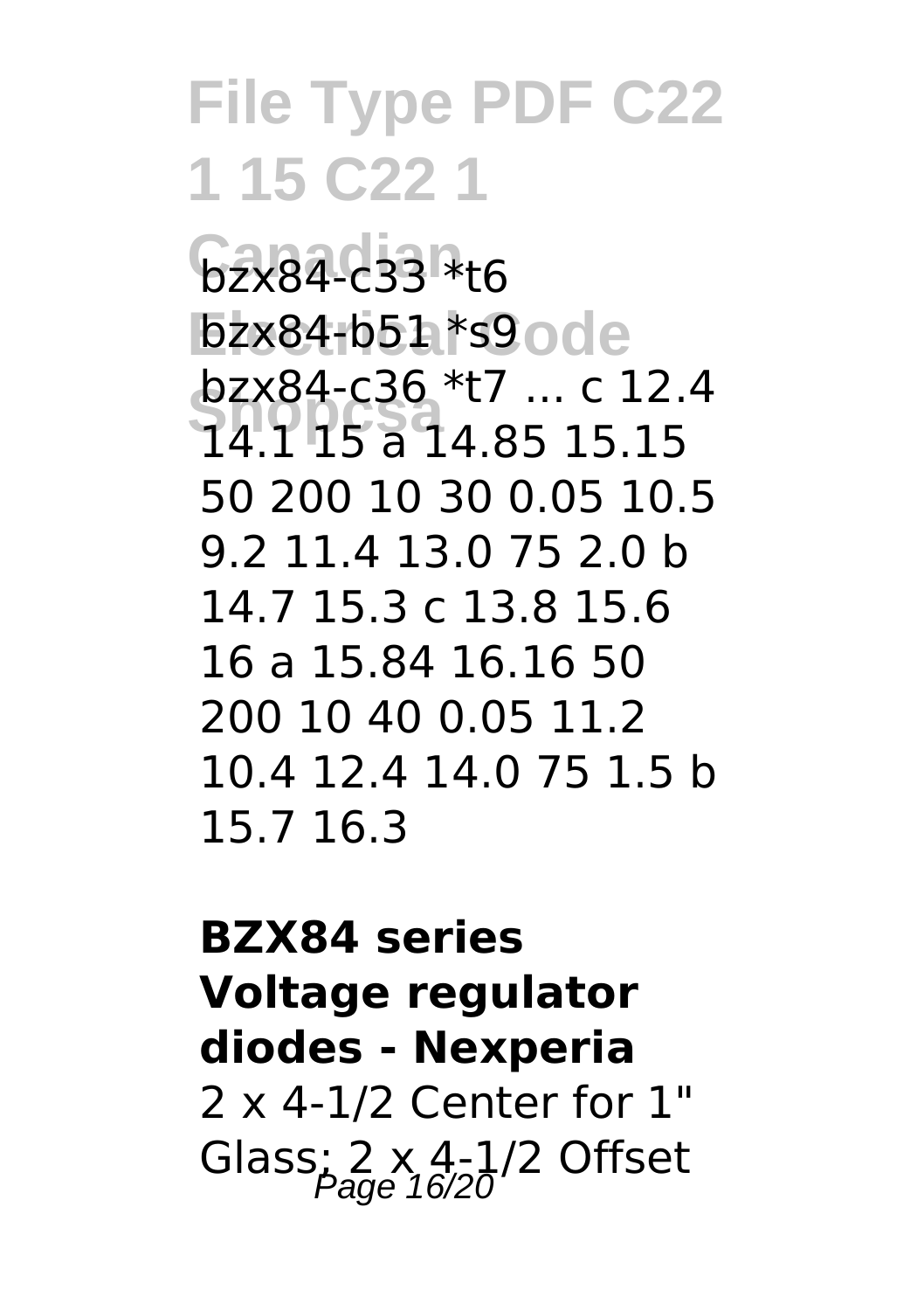bzx84-c33 *t6
bzx84-b51 *s9
bzx84-c36 *t7 ... c 12.4 14.1 15 a 14.85 15.15 50 200 10 30 0.05 10.5 9.2 11.4 13.0 75 2.0 b 14.7 15.3 c 13.8 15.6 16 a 15.84 16.16 50 200 10 40 0.05 11.2 10.4 12.4 14.0 75 1.5 b 15.7 16.3

**BZX84 series Voltage regulator diodes - Nexperia**

2 x 4-1/2 Center for 1" Glass; 2 x 4-1/2 Offset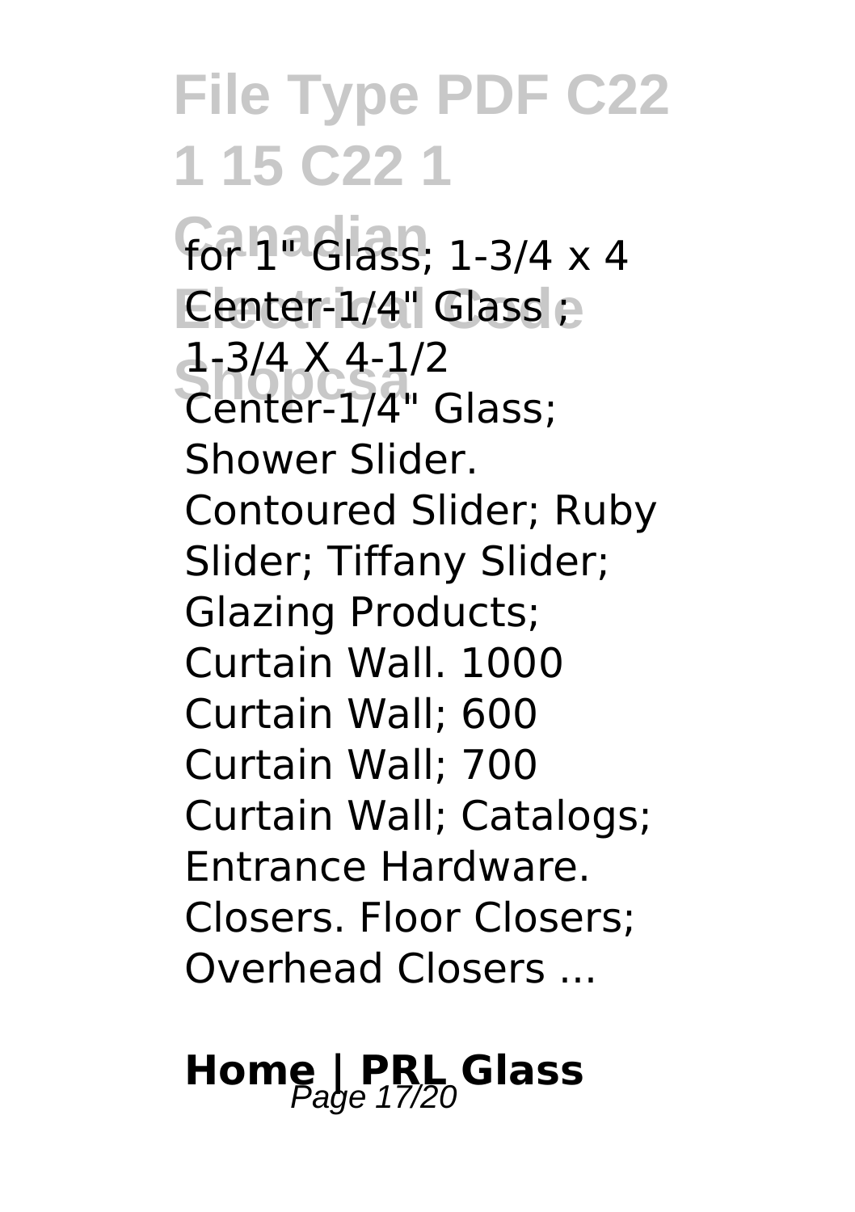for 1" Glass; 1-3/4 x 4 Center-1/4" Glass ; 1-3/4 X 4-1/2 Center-1/4" Glass; Shower Slider. Contoured Slider; Ruby Slider; Tiffany Slider; Glazing Products; Curtain Wall. 1000 Curtain Wall; 600 Curtain Wall; 700 Curtain Wall; Catalogs; Entrance Hardware. Closers. Floor Closers; Overhead Closers ...

## Home | PRL Glass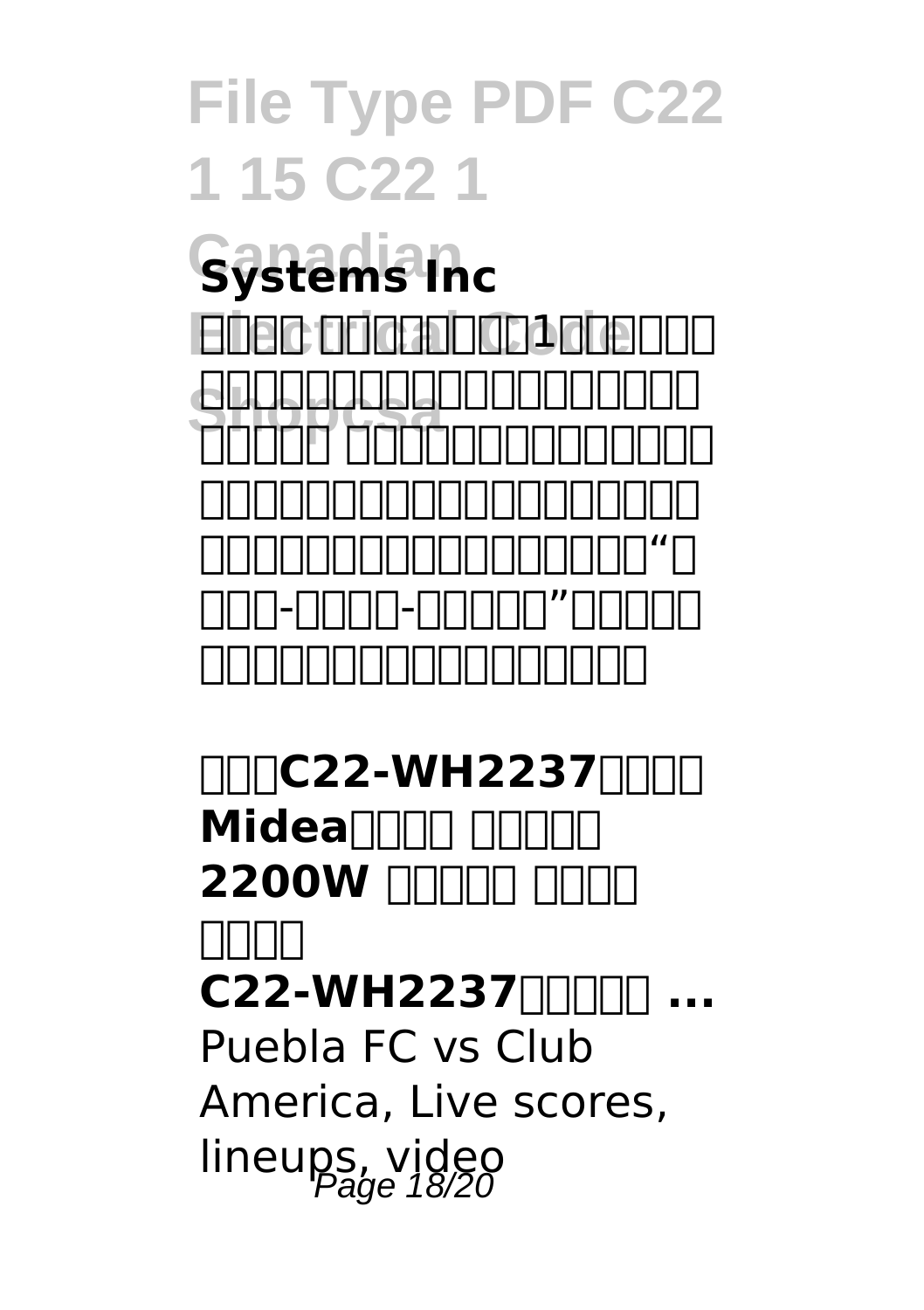**Systems Inc**

□□□□ □□□□□□□1□□□□□□□□□□□□□□□□□□□□□□□□□□□□□□ □□□□□□□□□□□□□□□□□□□□□□□□□□□□□□□□□□□□□□□□□□□□□□□□□□□□□□□□□□□□“□□□□-□□□□-□□□□□”□□□□□□□□□□□□□□□□□□□□□□□□

**□□□C22-WH2237□□□□ Midea□□□□ □□□□□ 2200W □□□□□ □□□□ □□□□**

**C22-WH2237□□□□□ ...**

Puebla FC vs Club America, Live scores, lineups, video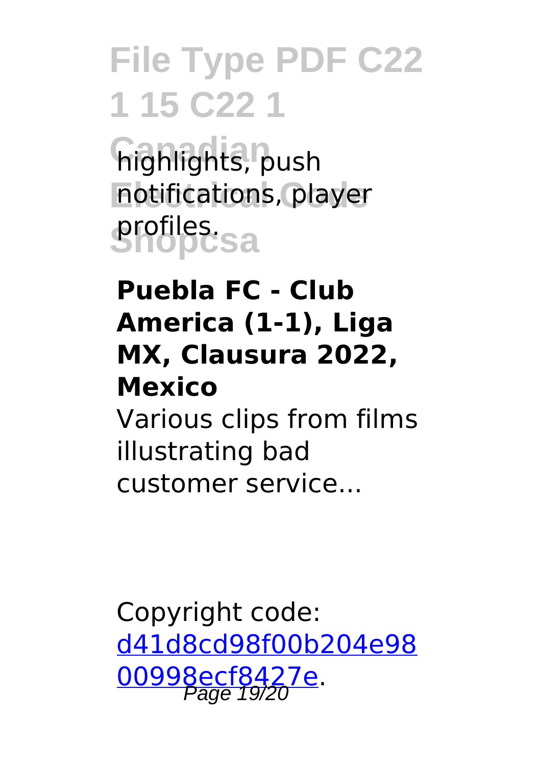highlights, push notifications, player profiles.

**Puebla FC - Club America (1-1), Liga MX, Clausura 2022, Mexico**

Various clips from films illustrating bad customer service...

Copyright code: [d41d8cd98f00b204e9800998ecf8427e](d41d8cd98f00b204e9800998ecf8427e).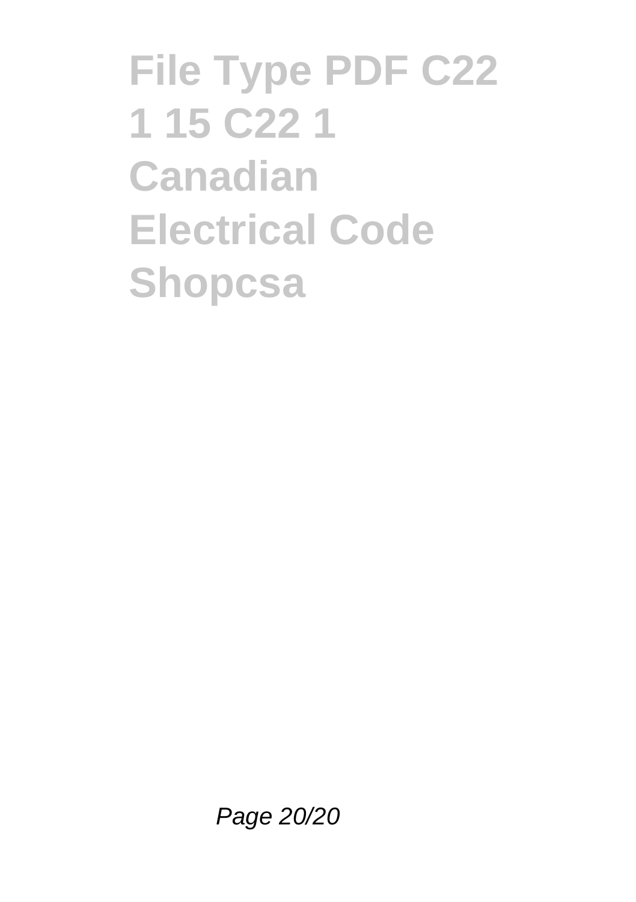# File Type PDF C22 1 15 C22 1 Canadian Electrical Code Shopcsa